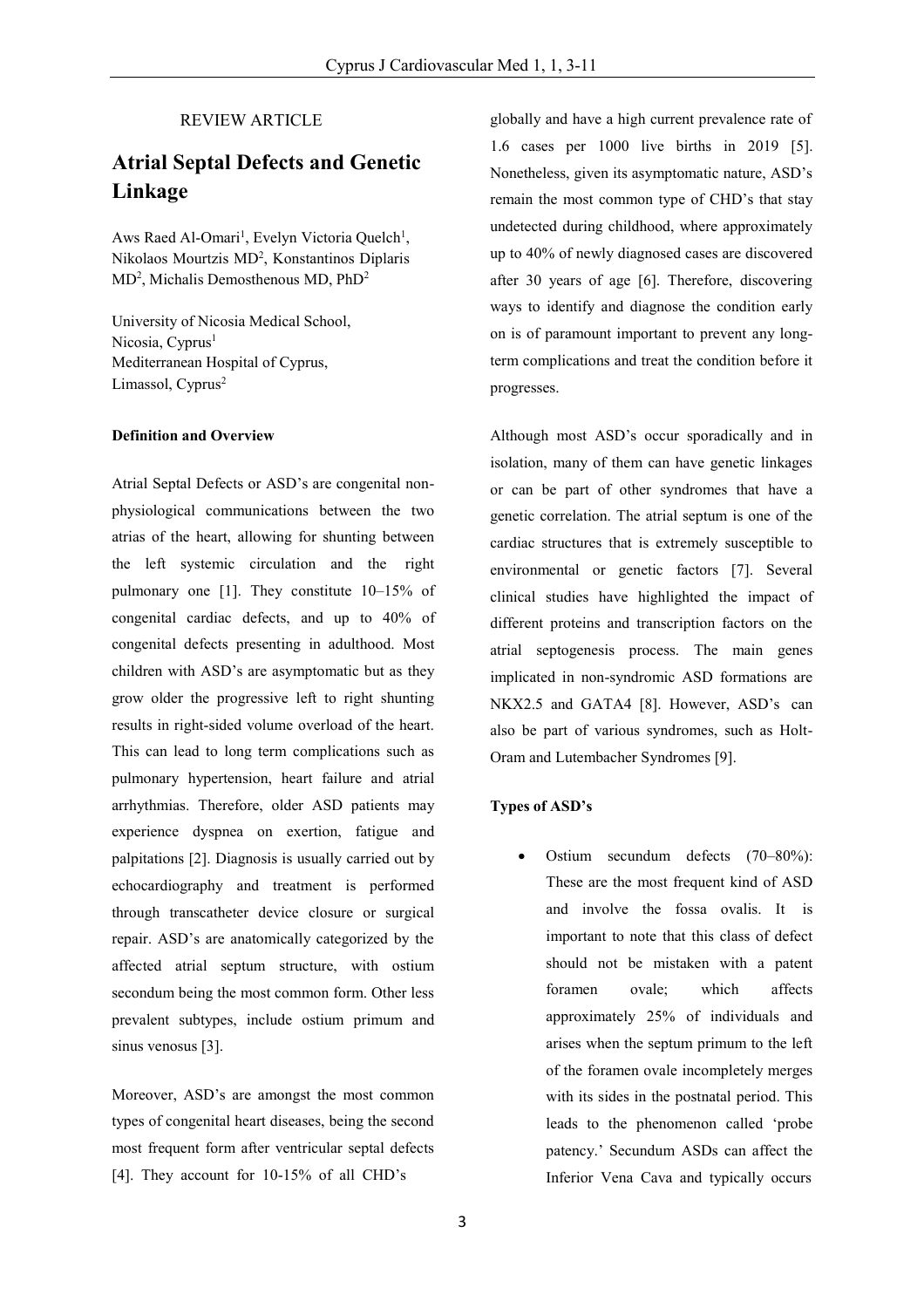REVIEW ARTICLE

# Atrial Septal Defects and Genetic Linkage

Aws Raed Al-Omari[1], Evelyn Victoria Quelch[1], Nikolaos Mourtzis MD[2], Konstantinos Diplaris MD[2], Michalis Demosthenous MD, PhD[2]

University of Nicosia Medical School, Nicosia, Cyprus[1]
Mediterranean Hospital of Cyprus, Limassol, Cyprus[2]

**Definition and Overview**

Atrial Septal Defects or ASD's are congenital non-physiological communications between the two atrias of the heart, allowing for shunting between the left systemic circulation and the right pulmonary one [1]. They constitute 10–15% of congenital cardiac defects, and up to 40% of congenital defects presenting in adulthood. Most children with ASD's are asymptomatic but as they grow older the progressive left to right shunting results in right-sided volume overload of the heart. This can lead to long term complications such as pulmonary hypertension, heart failure and atrial arrhythmias. Therefore, older ASD patients may experience dyspnea on exertion, fatigue and palpitations [2]. Diagnosis is usually carried out by echocardiography and treatment is performed through transcatheter device closure or surgical repair. ASD's are anatomically categorized by the affected atrial septum structure, with ostium secondum being the most common form. Other less prevalent subtypes, include ostium primum and sinus venosus [3].

Moreover, ASD's are amongst the most common types of congenital heart diseases, being the second most frequent form after ventricular septal defects [4]. They account for 10-15% of all CHD's globally and have a high current prevalence rate of 1.6 cases per 1000 live births in 2019 [5]. Nonetheless, given its asymptomatic nature, ASD's remain the most common type of CHD's that stay undetected during childhood, where approximately up to 40% of newly diagnosed cases are discovered after 30 years of age [6]. Therefore, discovering ways to identify and diagnose the condition early on is of paramount important to prevent any long-term complications and treat the condition before it progresses.

Although most ASD's occur sporadically and in isolation, many of them can have genetic linkages or can be part of other syndromes that have a genetic correlation. The atrial septum is one of the cardiac structures that is extremely susceptible to environmental or genetic factors [7]. Several clinical studies have highlighted the impact of different proteins and transcription factors on the atrial septogenesis process. The main genes implicated in non-syndromic ASD formations are NKX2.5 and GATA4 [8]. However, ASD's can also be part of various syndromes, such as Holt-Oram and Lutembacher Syndromes [9].

**Types of ASD's**

- Ostium secundum defects (70–80%): These are the most frequent kind of ASD and involve the fossa ovalis. It is important to note that this class of defect should not be mistaken with a patent foramen ovale; which affects approximately 25% of individuals and arises when the septum primum to the left of the foramen ovale incompletely merges with its sides in the postnatal period. This leads to the phenomenon called 'probe patency.' Secundum ASDs can affect the Inferior Vena Cava and typically occurs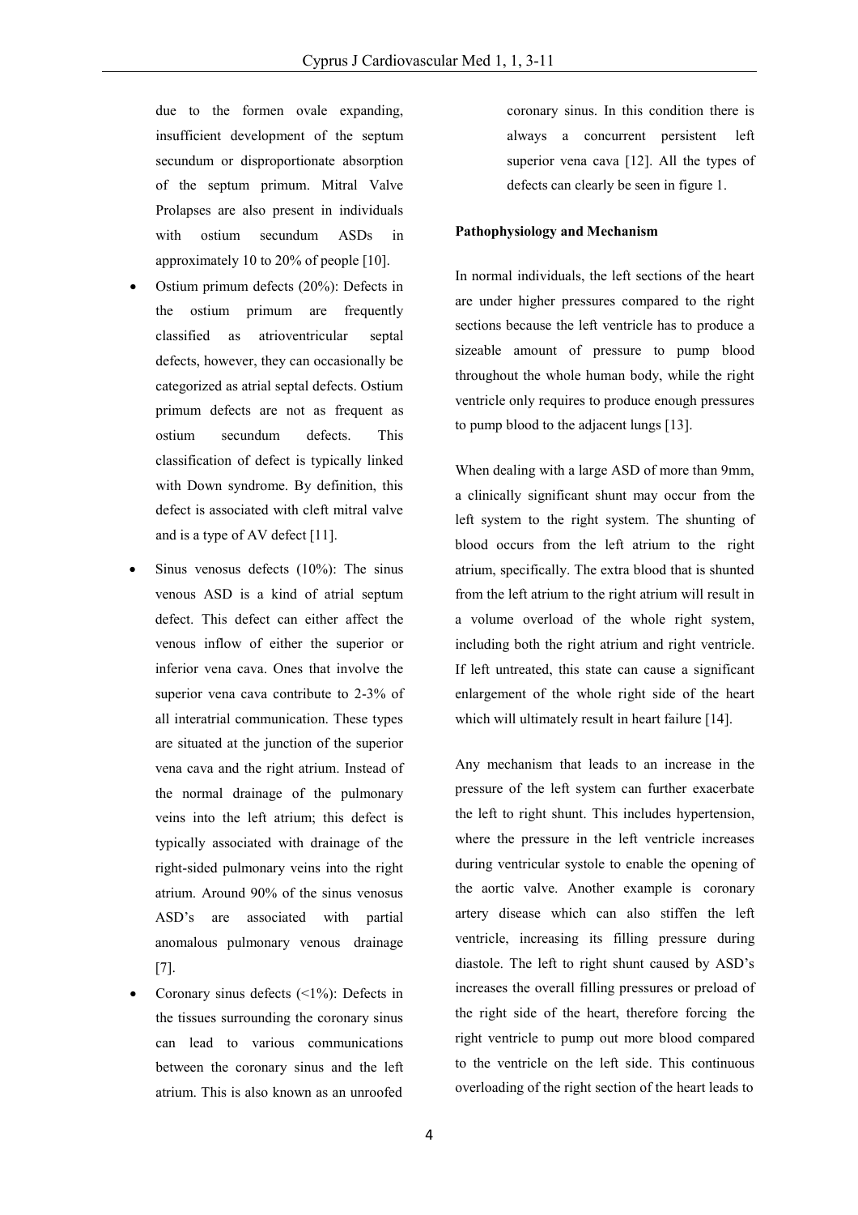due to the formen ovale expanding, insufficient development of the septum secundum or disproportionate absorption of the septum primum. Mitral Valve Prolapses are also present in individuals with ostium secundum ASDs in approximately 10 to 20% of people [10].

- Ostium primum defects (20%): Defects in the ostium primum are frequently classified as atrioventricular septal defects, however, they can occasionally be categorized as atrial septal defects. Ostium primum defects are not as frequent as ostium secundum defects. This classification of defect is typically linked with Down syndrome. By definition, this defect is associated with cleft mitral valve and is a type of AV defect [11].
- Sinus venosus defects (10%): The sinus venous ASD is a kind of atrial septum defect. This defect can either affect the venous inflow of either the superior or inferior vena cava. Ones that involve the superior vena cava contribute to 2-3% of all interatrial communication. These types are situated at the junction of the superior vena cava and the right atrium. Instead of the normal drainage of the pulmonary veins into the left atrium; this defect is typically associated with drainage of the right-sided pulmonary veins into the right atrium. Around 90% of the sinus venosus ASD's are associated with partial anomalous pulmonary venous drainage [7].
- Coronary sinus defects (<1%): Defects in the tissues surrounding the coronary sinus can lead to various communications between the coronary sinus and the left atrium. This is also known as an unroofed coronary sinus. In this condition there is always a concurrent persistent left superior vena cava [12]. All the types of defects can clearly be seen in figure 1.

**Pathophysiology and Mechanism**

In normal individuals, the left sections of the heart are under higher pressures compared to the right sections because the left ventricle has to produce a sizeable amount of pressure to pump blood throughout the whole human body, while the right ventricle only requires to produce enough pressures to pump blood to the adjacent lungs [13].

When dealing with a large ASD of more than 9mm, a clinically significant shunt may occur from the left system to the right system. The shunting of blood occurs from the left atrium to the right atrium, specifically. The extra blood that is shunted from the left atrium to the right atrium will result in a volume overload of the whole right system, including both the right atrium and right ventricle. If left untreated, this state can cause a significant enlargement of the whole right side of the heart which will ultimately result in heart failure [14].

Any mechanism that leads to an increase in the pressure of the left system can further exacerbate the left to right shunt. This includes hypertension, where the pressure in the left ventricle increases during ventricular systole to enable the opening of the aortic valve. Another example is coronary artery disease which can also stiffen the left ventricle, increasing its filling pressure during diastole. The left to right shunt caused by ASD's increases the overall filling pressures or preload of the right side of the heart, therefore forcing the right ventricle to pump out more blood compared to the ventricle on the left side. This continuous overloading of the right section of the heart leads to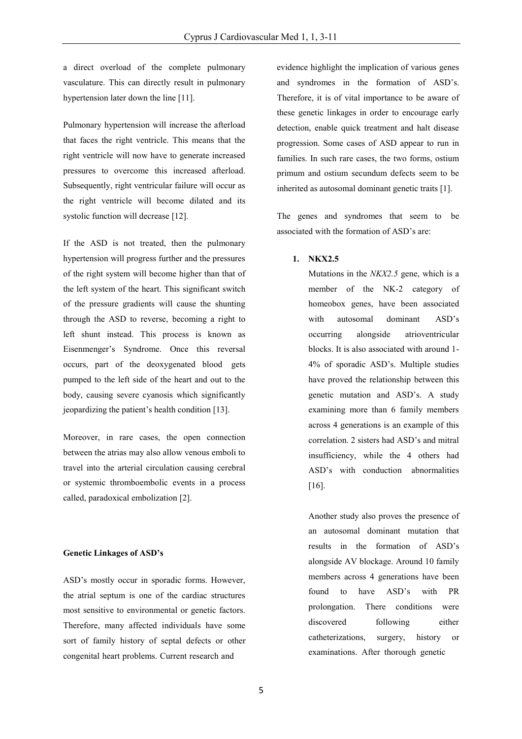a direct overload of the complete pulmonary vasculature. This can directly result in pulmonary hypertension later down the line [11].

Pulmonary hypertension will increase the afterload that faces the right ventricle. This means that the right ventricle will now have to generate increased pressures to overcome this increased afterload. Subsequently, right ventricular failure will occur as the right ventricle will become dilated and its systolic function will decrease [12].

If the ASD is not treated, then the pulmonary hypertension will progress further and the pressures of the right system will become higher than that of the left system of the heart. This significant switch of the pressure gradients will cause the shunting through the ASD to reverse, becoming a right to left shunt instead. This process is known as Eisenmenger's Syndrome. Once this reversal occurs, part of the deoxygenated blood gets pumped to the left side of the heart and out to the body, causing severe cyanosis which significantly jeopardizing the patient's health condition [13].

Moreover, in rare cases, the open connection between the atrias may also allow venous emboli to travel into the arterial circulation causing cerebral or systemic thromboembolic events in a process called, paradoxical embolization [2].

**Genetic Linkages of ASD's**

ASD's mostly occur in sporadic forms. However, the atrial septum is one of the cardiac structures most sensitive to environmental or genetic factors. Therefore, many affected individuals have some sort of family history of septal defects or other congenital heart problems. Current research and evidence highlight the implication of various genes and syndromes in the formation of ASD's. Therefore, it is of vital importance to be aware of these genetic linkages in order to encourage early detection, enable quick treatment and halt disease progression. Some cases of ASD appear to run in families. In such rare cases, the two forms, ostium primum and ostium secundum defects seem to be inherited as autosomal dominant genetic traits [1].

The genes and syndromes that seem to be associated with the formation of ASD's are:

1. **NKX2.5**

   Mutations in the *NKX2.5* gene, which is a member of the NK-2 category of homeobox genes, have been associated with autosomal dominant ASD's occurring alongside atrioventricular blocks. It is also associated with around 1-4% of sporadic ASD's. Multiple studies have proved the relationship between this genetic mutation and ASD's. A study examining more than 6 family members across 4 generations is an example of this correlation. 2 sisters had ASD's and mitral insufficiency, while the 4 others had ASD's with conduction abnormalities [16].

   Another study also proves the presence of an autosomal dominant mutation that results in the formation of ASD's alongside AV blockage. Around 10 family members across 4 generations have been found to have ASD's with PR prolongation. There conditions were discovered following either catheterizations, surgery, history or examinations. After thorough genetic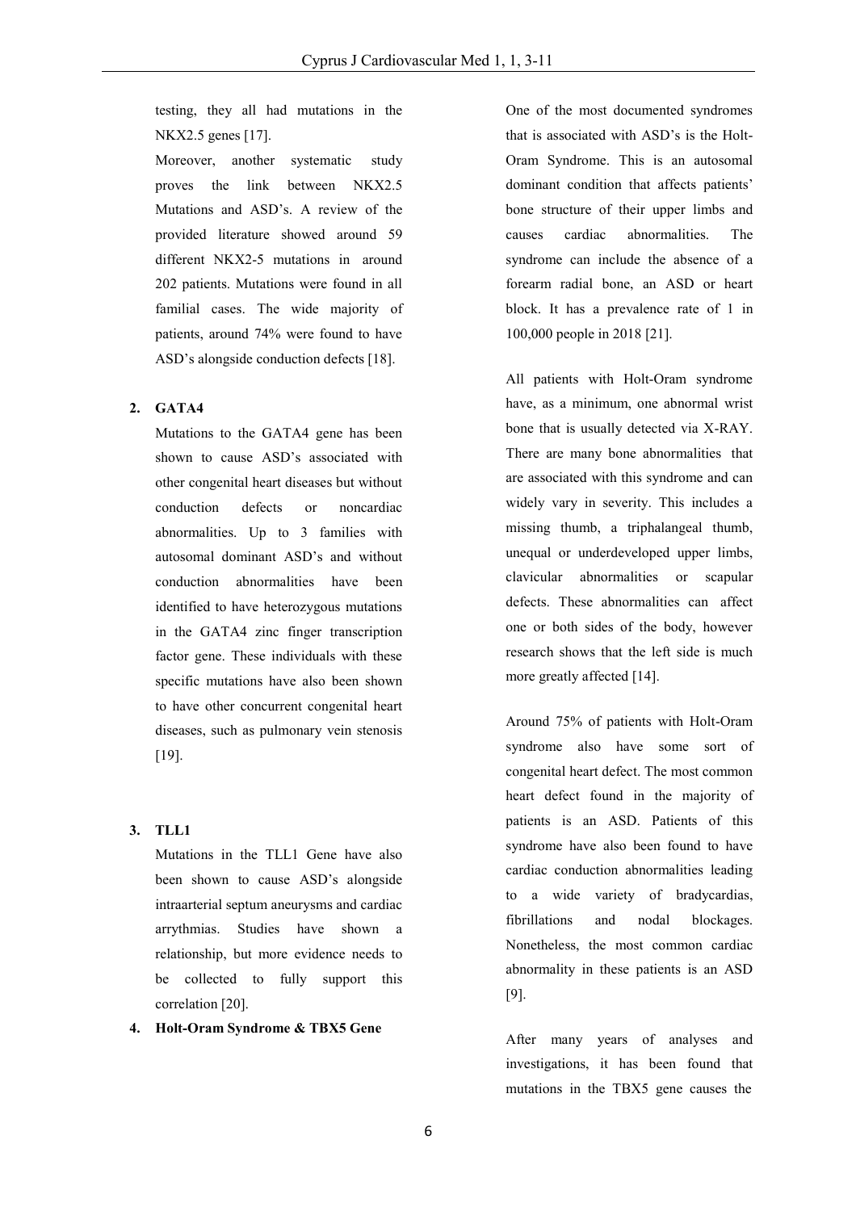testing, they all had mutations in the NKX2.5 genes [17].

Moreover, another systematic study proves the link between NKX2.5 Mutations and ASD's. A review of the provided literature showed around 59 different NKX2-5 mutations in around 202 patients. Mutations were found in all familial cases. The wide majority of patients, around 74% were found to have ASD's alongside conduction defects [18].

**2. GATA4**

Mutations to the GATA4 gene has been shown to cause ASD's associated with other congenital heart diseases but without conduction defects or noncardiac abnormalities. Up to 3 families with autosomal dominant ASD's and without conduction abnormalities have been identified to have heterozygous mutations in the GATA4 zinc finger transcription factor gene. These individuals with these specific mutations have also been shown to have other concurrent congenital heart diseases, such as pulmonary vein stenosis [19].

**3. TLL1**

Mutations in the TLL1 Gene have also been shown to cause ASD's alongside intraarterial septum aneurysms and cardiac arrythmias. Studies have shown a relationship, but more evidence needs to be collected to fully support this correlation [20].

**4. Holt-Oram Syndrome & TBX5 Gene**

One of the most documented syndromes that is associated with ASD's is the Holt-Oram Syndrome. This is an autosomal dominant condition that affects patients' bone structure of their upper limbs and causes cardiac abnormalities. The syndrome can include the absence of a forearm radial bone, an ASD or heart block. It has a prevalence rate of 1 in 100,000 people in 2018 [21].

All patients with Holt-Oram syndrome have, as a minimum, one abnormal wrist bone that is usually detected via X-RAY. There are many bone abnormalities that are associated with this syndrome and can widely vary in severity. This includes a missing thumb, a triphalangeal thumb, unequal or underdeveloped upper limbs, clavicular abnormalities or scapular defects. These abnormalities can affect one or both sides of the body, however research shows that the left side is much more greatly affected [14].

Around 75% of patients with Holt-Oram syndrome also have some sort of congenital heart defect. The most common heart defect found in the majority of patients is an ASD. Patients of this syndrome have also been found to have cardiac conduction abnormalities leading to a wide variety of bradycardias, fibrillations and nodal blockages. Nonetheless, the most common cardiac abnormality in these patients is an ASD [9].

After many years of analyses and investigations, it has been found that mutations in the TBX5 gene causes the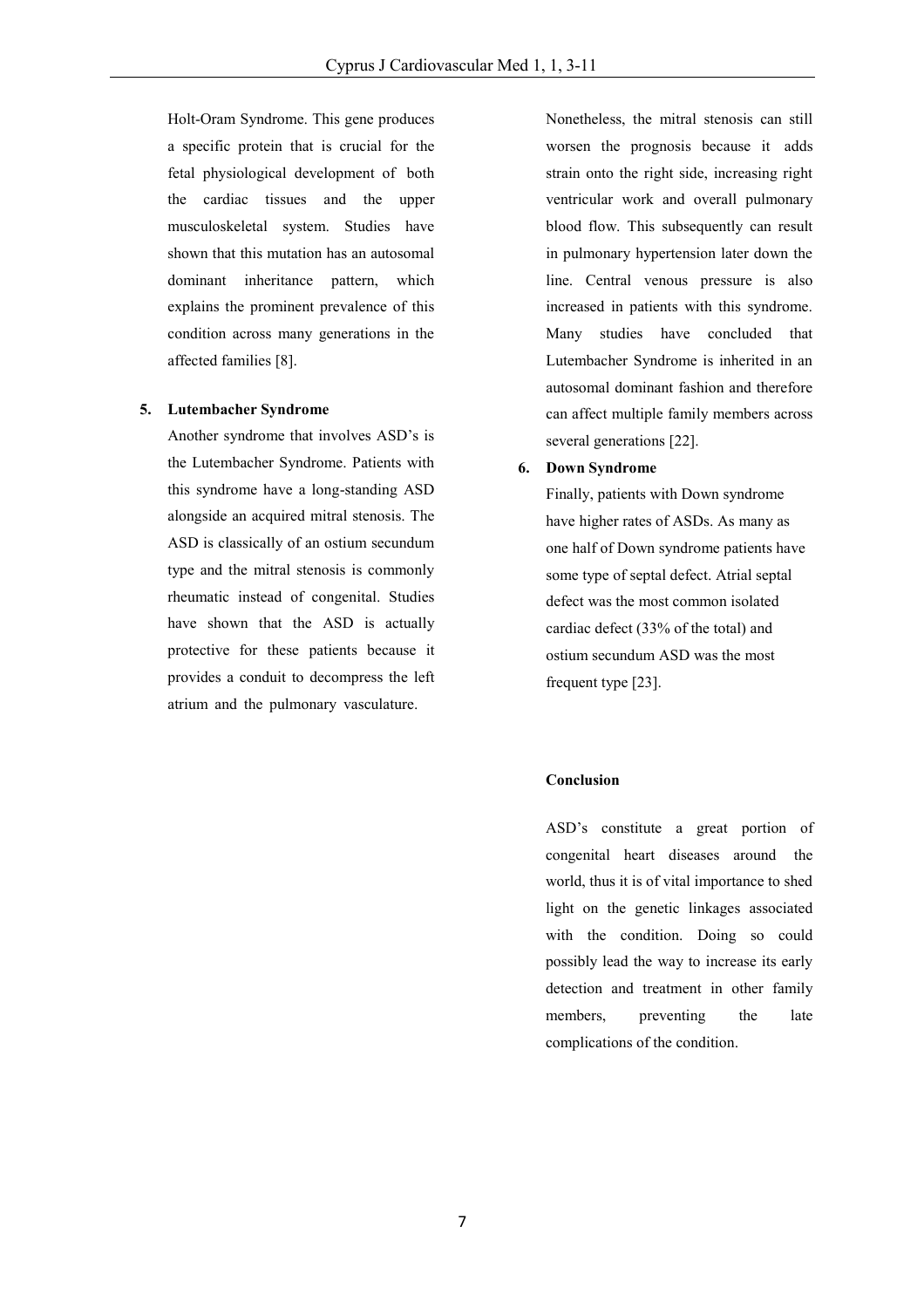Holt-Oram Syndrome. This gene produces a specific protein that is crucial for the fetal physiological development of both the cardiac tissues and the upper musculoskeletal system. Studies have shown that this mutation has an autosomal dominant inheritance pattern, which explains the prominent prevalence of this condition across many generations in the affected families [8].

5. **Lutembacher Syndrome**

   Another syndrome that involves ASD's is the Lutembacher Syndrome. Patients with this syndrome have a long-standing ASD alongside an acquired mitral stenosis. The ASD is classically of an ostium secundum type and the mitral stenosis is commonly rheumatic instead of congenital. Studies have shown that the ASD is actually protective for these patients because it provides a conduit to decompress the left atrium and the pulmonary vasculature. Nonetheless, the mitral stenosis can still worsen the prognosis because it adds strain onto the right side, increasing right ventricular work and overall pulmonary blood flow. This subsequently can result in pulmonary hypertension later down the line. Central venous pressure is also increased in patients with this syndrome. Many studies have concluded that Lutembacher Syndrome is inherited in an autosomal dominant fashion and therefore can affect multiple family members across several generations [22].

6. **Down Syndrome**

   Finally, patients with Down syndrome have higher rates of ASDs. As many as one half of Down syndrome patients have some type of septal defect. Atrial septal defect was the most common isolated cardiac defect (33% of the total) and ostium secundum ASD was the most frequent type [23].

**Conclusion**

ASD's constitute a great portion of congenital heart diseases around the world, thus it is of vital importance to shed light on the genetic linkages associated with the condition. Doing so could possibly lead the way to increase its early detection and treatment in other family members, preventing the late complications of the condition.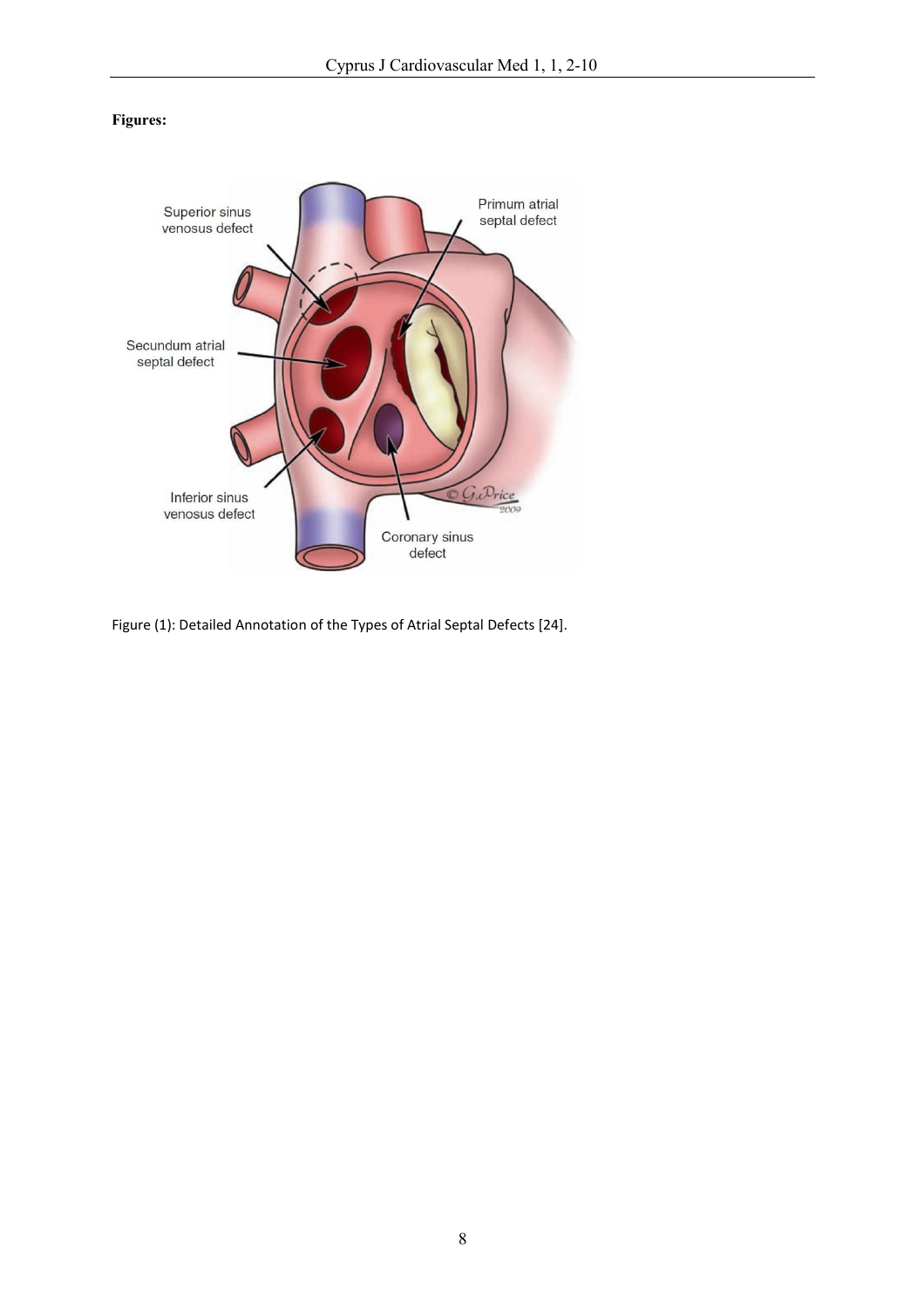**Figures:**

Figure (1): Detailed Annotation of the Types of Atrial Septal Defects [24].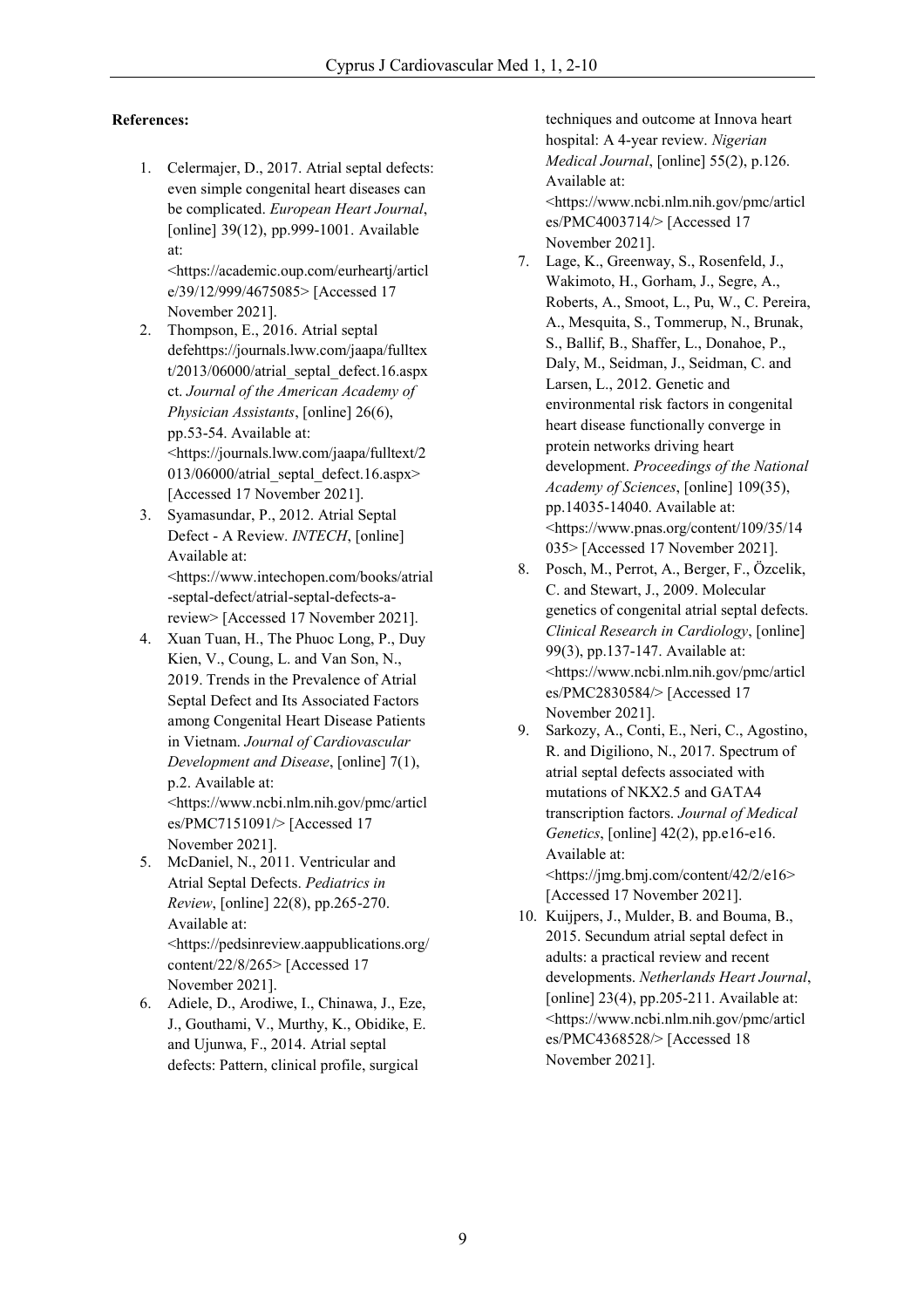**References:**

1. Celermajer, D., 2017. Atrial septal defects: even simple congenital heart diseases can be complicated. *European Heart Journal*, [online] 39(12), pp.999-1001. Available at: <https://academic.oup.com/eurheartj/article/39/12/999/4675085> [Accessed 17 November 2021].
2. Thompson, E., 2016. Atrial septal defehttps://journals.lww.com/jaapa/fulltext/2013/06000/atrial_septal_defect.16.aspxct. *Journal of the American Academy of Physician Assistants*, [online] 26(6), pp.53-54. Available at: <https://journals.lww.com/jaapa/fulltext/2013/06000/atrial_septal_defect.16.aspx> [Accessed 17 November 2021].
3. Syamasundar, P., 2012. Atrial Septal Defect - A Review. *INTECH*, [online] Available at: <https://www.intechopen.com/books/atrial-septal-defect/atrial-septal-defects-a-review> [Accessed 17 November 2021].
4. Xuan Tuan, H., The Phuoc Long, P., Duy Kien, V., Coung, L. and Van Son, N., 2019. Trends in the Prevalence of Atrial Septal Defect and Its Associated Factors among Congenital Heart Disease Patients in Vietnam. *Journal of Cardiovascular Development and Disease*, [online] 7(1), p.2. Available at: <https://www.ncbi.nlm.nih.gov/pmc/articles/PMC7151091/> [Accessed 17 November 2021].
5. McDaniel, N., 2011. Ventricular and Atrial Septal Defects. *Pediatrics in Review*, [online] 22(8), pp.265-270. Available at: <https://pedsinreview.aappublications.org/content/22/8/265> [Accessed 17 November 2021].
6. Adiele, D., Arodiwe, I., Chinawa, J., Eze, J., Gouthami, V., Murthy, K., Obidike, E. and Ujunwa, F., 2014. Atrial septal defects: Pattern, clinical profile, surgical techniques and outcome at Innova heart hospital: A 4-year review. *Nigerian Medical Journal*, [online] 55(2), p.126. Available at: <https://www.ncbi.nlm.nih.gov/pmc/articles/PMC4003714/> [Accessed 17 November 2021].
7. Lage, K., Greenway, S., Rosenfeld, J., Wakimoto, H., Gorham, J., Segre, A., Roberts, A., Smoot, L., Pu, W., C. Pereira, A., Mesquita, S., Tommerup, N., Brunak, S., Ballif, B., Shaffer, L., Donahoe, P., Daly, M., Seidman, J., Seidman, C. and Larsen, L., 2012. Genetic and environmental risk factors in congenital heart disease functionally converge in protein networks driving heart development. *Proceedings of the National Academy of Sciences*, [online] 109(35), pp.14035-14040. Available at: <https://www.pnas.org/content/109/35/14035> [Accessed 17 November 2021].
8. Posch, M., Perrot, A., Berger, F., Özcelik, C. and Stewart, J., 2009. Molecular genetics of congenital atrial septal defects. *Clinical Research in Cardiology*, [online] 99(3), pp.137-147. Available at: <https://www.ncbi.nlm.nih.gov/pmc/articles/PMC2830584/> [Accessed 17 November 2021].
9. Sarkozy, A., Conti, E., Neri, C., Agostino, R. and Digiliono, N., 2017. Spectrum of atrial septal defects associated with mutations of NKX2.5 and GATA4 transcription factors. *Journal of Medical Genetics*, [online] 42(2), pp.e16-e16. Available at: <https://jmg.bmj.com/content/42/2/e16> [Accessed 17 November 2021].
10. Kuijpers, J., Mulder, B. and Bouma, B., 2015. Secundum atrial septal defect in adults: a practical review and recent developments. *Netherlands Heart Journal*, [online] 23(4), pp.205-211. Available at: <https://www.ncbi.nlm.nih.gov/pmc/articles/PMC4368528/> [Accessed 18 November 2021].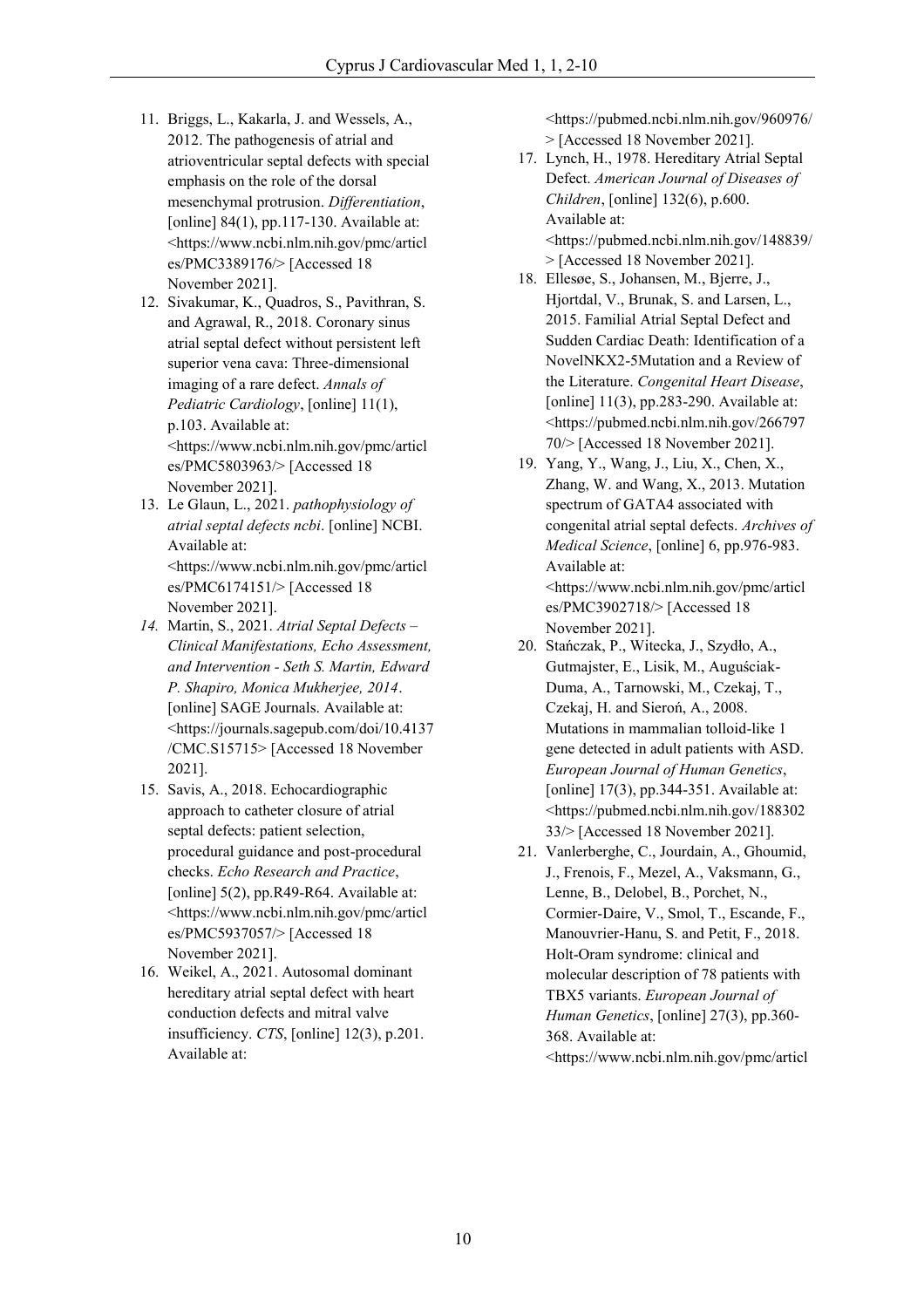11. Briggs, L., Kakarla, J. and Wessels, A., 2012. The pathogenesis of atrial and atrioventricular septal defects with special emphasis on the role of the dorsal mesenchymal protrusion. *Differentiation*, [online] 84(1), pp.117-130. Available at: <https://www.ncbi.nlm.nih.gov/pmc/articles/PMC3389176/> [Accessed 18 November 2021].
12. Sivakumar, K., Quadros, S., Pavithran, S. and Agrawal, R., 2018. Coronary sinus atrial septal defect without persistent left superior vena cava: Three-dimensional imaging of a rare defect. *Annals of Pediatric Cardiology*, [online] 11(1), p.103. Available at: <https://www.ncbi.nlm.nih.gov/pmc/articles/PMC5803963/> [Accessed 18 November 2021].
13. Le Glaun, L., 2021. *pathophysiology of atrial septal defects ncbi*. [online] NCBI. Available at: <https://www.ncbi.nlm.nih.gov/pmc/articles/PMC6174151/> [Accessed 18 November 2021].
14. Martin, S., 2021. *Atrial Septal Defects – Clinical Manifestations, Echo Assessment, and Intervention - Seth S. Martin, Edward P. Shapiro, Monica Mukherjee, 2014*. [online] SAGE Journals. Available at: <https://journals.sagepub.com/doi/10.4137/CMC.S15715> [Accessed 18 November 2021].
15. Savis, A., 2018. Echocardiographic approach to catheter closure of atrial septal defects: patient selection, procedural guidance and post-procedural checks. *Echo Research and Practice*, [online] 5(2), pp.R49-R64. Available at: <https://www.ncbi.nlm.nih.gov/pmc/articles/PMC5937057/> [Accessed 18 November 2021].
16. Weikel, A., 2021. Autosomal dominant hereditary atrial septal defect with heart conduction defects and mitral valve insufficiency. *CTS*, [online] 12(3), p.201. Available at: <https://pubmed.ncbi.nlm.nih.gov/960976/> [Accessed 18 November 2021].
17. Lynch, H., 1978. Hereditary Atrial Septal Defect. *American Journal of Diseases of Children*, [online] 132(6), p.600. Available at: <https://pubmed.ncbi.nlm.nih.gov/148839/> [Accessed 18 November 2021].
18. Ellesøe, S., Johansen, M., Bjerre, J., Hjortdal, V., Brunak, S. and Larsen, L., 2015. Familial Atrial Septal Defect and Sudden Cardiac Death: Identification of a NovelNKX2-5Mutation and a Review of the Literature. *Congenital Heart Disease*, [online] 11(3), pp.283-290. Available at: <https://pubmed.ncbi.nlm.nih.gov/26679770/> [Accessed 18 November 2021].
19. Yang, Y., Wang, J., Liu, X., Chen, X., Zhang, W. and Wang, X., 2013. Mutation spectrum of GATA4 associated with congenital atrial septal defects. *Archives of Medical Science*, [online] 6, pp.976-983. Available at: <https://www.ncbi.nlm.nih.gov/pmc/articles/PMC3902718/> [Accessed 18 November 2021].
20. Stańczak, P., Witecka, J., Szydło, A., Gutmajster, E., Lisik, M., Auguściak-Duma, A., Tarnowski, M., Czekaj, T., Czekaj, H. and Sieroń, A., 2008. Mutations in mammalian tolloid-like 1 gene detected in adult patients with ASD. *European Journal of Human Genetics*, [online] 17(3), pp.344-351. Available at: <https://pubmed.ncbi.nlm.nih.gov/18830233/> [Accessed 18 November 2021].
21. Vanlerberghe, C., Jourdain, A., Ghoumid, J., Frenois, F., Mezel, A., Vaksmann, G., Lenne, B., Delobel, B., Porchet, N., Cormier-Daire, V., Smol, T., Escande, F., Manouvrier-Hanu, S. and Petit, F., 2018. Holt-Oram syndrome: clinical and molecular description of 78 patients with TBX5 variants. *European Journal of Human Genetics*, [online] 27(3), pp.360-368. Available at: <https://www.ncbi.nlm.nih.gov/pmc/articl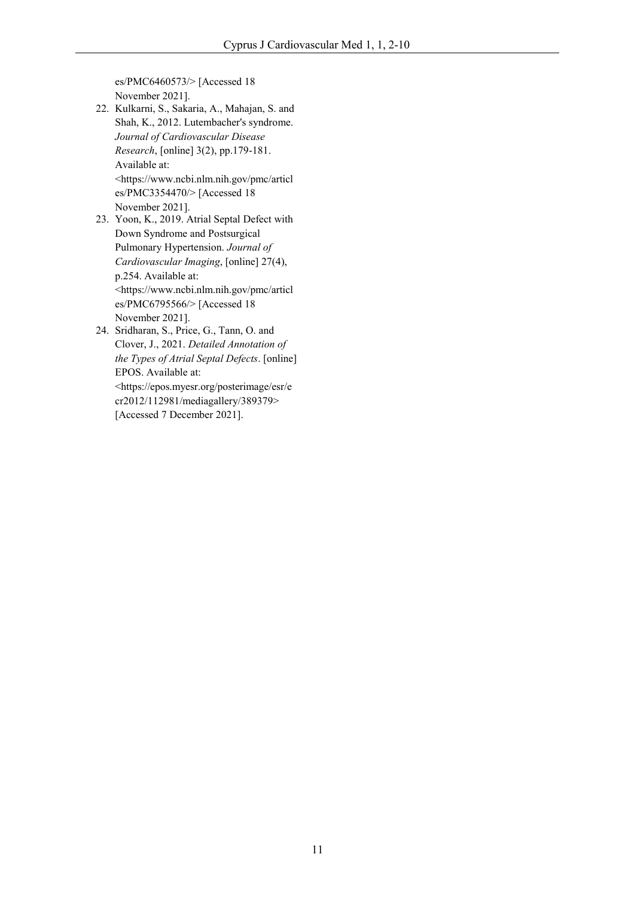es/PMC6460573/> [Accessed 18 November 2021].

22. Kulkarni, S., Sakaria, A., Mahajan, S. and Shah, K., 2012. Lutembacher's syndrome. *Journal of Cardiovascular Disease Research*, [online] 3(2), pp.179-181. Available at: <https://www.ncbi.nlm.nih.gov/pmc/articles/PMC3354470/> [Accessed 18 November 2021].
23. Yoon, K., 2019. Atrial Septal Defect with Down Syndrome and Postsurgical Pulmonary Hypertension. *Journal of Cardiovascular Imaging*, [online] 27(4), p.254. Available at: <https://www.ncbi.nlm.nih.gov/pmc/articles/PMC6795566/> [Accessed 18 November 2021].
24. Sridharan, S., Price, G., Tann, O. and Clover, J., 2021. *Detailed Annotation of the Types of Atrial Septal Defects*. [online] EPOS. Available at: <https://epos.myesr.org/posterimage/esr/ecr2012/112981/mediagallery/389379> [Accessed 7 December 2021].